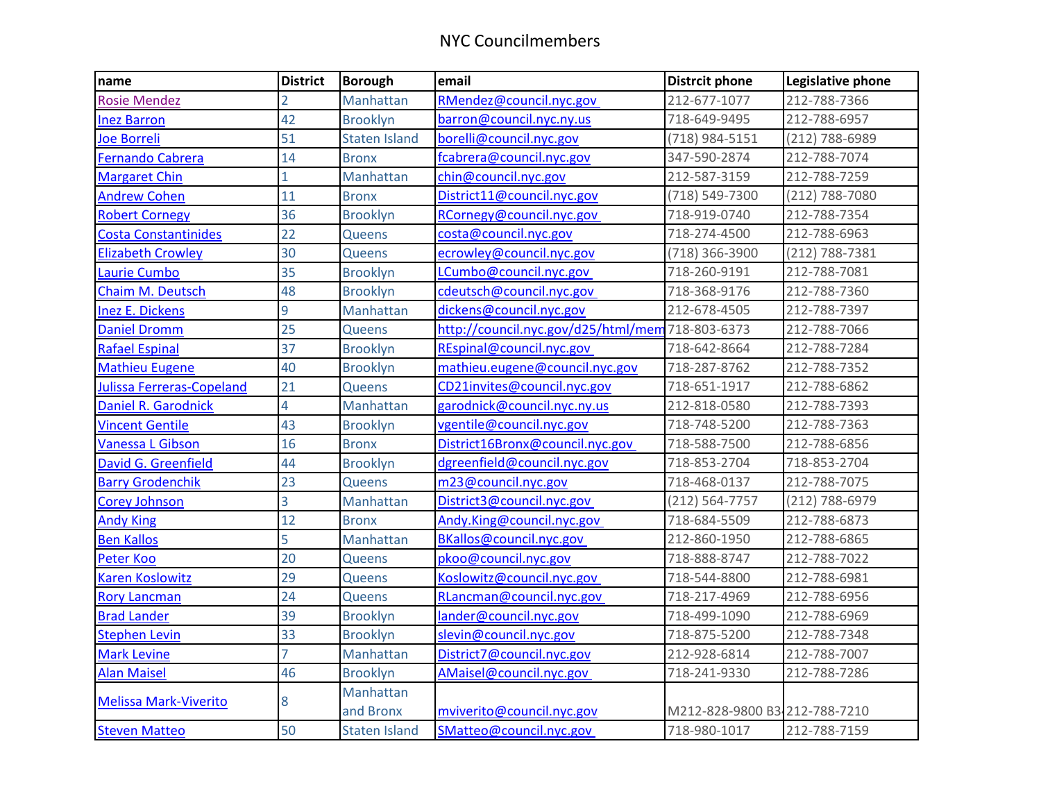# NYC Councilmembers

| name | District | Borough | email | Distrcit phone | Legislative phone |
|---|---|---|---|---|---|
| Rosie Mendez | 2 | Manhattan | RMendez@council.nyc.gov | 212-677-1077 | 212-788-7366 |
| Inez Barron | 42 | Brooklyn | barron@council.nyc.ny.us | 718-649-9495 | 212-788-6957 |
| Joe Borreli | 51 | Staten Island | borelli@council.nyc.gov | (718) 984-5151 | (212) 788-6989 |
| Fernando Cabrera | 14 | Bronx | fcabrera@council.nyc.gov | 347-590-2874 | 212-788-7074 |
| Margaret Chin | 1 | Manhattan | chin@council.nyc.gov | 212-587-3159 | 212-788-7259 |
| Andrew Cohen | 11 | Bronx | District11@council.nyc.gov | (718) 549-7300 | (212) 788-7080 |
| Robert Cornegy | 36 | Brooklyn | RCornegy@council.nyc.gov | 718-919-0740 | 212-788-7354 |
| Costa Constantinides | 22 | Queens | costa@council.nyc.gov | 718-274-4500 | 212-788-6963 |
| Elizabeth Crowley | 30 | Queens | ecrowley@council.nyc.gov | (718) 366-3900 | (212) 788-7381 |
| Laurie Cumbo | 35 | Brooklyn | LCumbo@council.nyc.gov | 718-260-9191 | 212-788-7081 |
| Chaim M. Deutsch | 48 | Brooklyn | cdeutsch@council.nyc.gov | 718-368-9176 | 212-788-7360 |
| Inez E. Dickens | 9 | Manhattan | dickens@council.nyc.gov | 212-678-4505 | 212-788-7397 |
| Daniel Dromm | 25 | Queens | http://council.nyc.gov/d25/html/mem | 718-803-6373 | 212-788-7066 |
| Rafael Espinal | 37 | Brooklyn | REspinal@council.nyc.gov | 718-642-8664 | 212-788-7284 |
| Mathieu Eugene | 40 | Brooklyn | mathieu.eugene@council.nyc.gov | 718-287-8762 | 212-788-7352 |
| Julissa Ferreras-Copeland | 21 | Queens | CD21invites@council.nyc.gov | 718-651-1917 | 212-788-6862 |
| Daniel R. Garodnick | 4 | Manhattan | garodnick@council.nyc.ny.us | 212-818-0580 | 212-788-7393 |
| Vincent Gentile | 43 | Brooklyn | vgentile@council.nyc.gov | 718-748-5200 | 212-788-7363 |
| Vanessa L Gibson | 16 | Bronx | District16Bronx@council.nyc.gov | 718-588-7500 | 212-788-6856 |
| David G. Greenfield | 44 | Brooklyn | dgreenfield@council.nyc.gov | 718-853-2704 | 718-853-2704 |
| Barry Grodenchik | 23 | Queens | m23@council.nyc.gov | 718-468-0137 | 212-788-7075 |
| Corey Johnson | 3 | Manhattan | District3@council.nyc.gov | (212) 564-7757 | (212) 788-6979 |
| Andy King | 12 | Bronx | Andy.King@council.nyc.gov | 718-684-5509 | 212-788-6873 |
| Ben Kallos | 5 | Manhattan | BKallos@council.nyc.gov | 212-860-1950 | 212-788-6865 |
| Peter Koo | 20 | Queens | pkoo@council.nyc.gov | 718-888-8747 | 212-788-7022 |
| Karen Koslowitz | 29 | Queens | Koslowitz@council.nyc.gov | 718-544-8800 | 212-788-6981 |
| Rory Lancman | 24 | Queens | RLancman@council.nyc.gov | 718-217-4969 | 212-788-6956 |
| Brad Lander | 39 | Brooklyn | lander@council.nyc.gov | 718-499-1090 | 212-788-6969 |
| Stephen Levin | 33 | Brooklyn | slevin@council.nyc.gov | 718-875-5200 | 212-788-7348 |
| Mark Levine | 7 | Manhattan | District7@council.nyc.gov | 212-928-6814 | 212-788-7007 |
| Alan Maisel | 46 | Brooklyn | AMaisel@council.nyc.gov | 718-241-9330 | 212-788-7286 |
| Melissa Mark-Viverito | 8 | Manhattan and Bronx | mviverito@council.nyc.gov | M212-828-9800 B3 | 212-788-7210 |
| Steven Matteo | 50 | Staten Island | SMatteo@council.nyc.gov | 718-980-1017 | 212-788-7159 |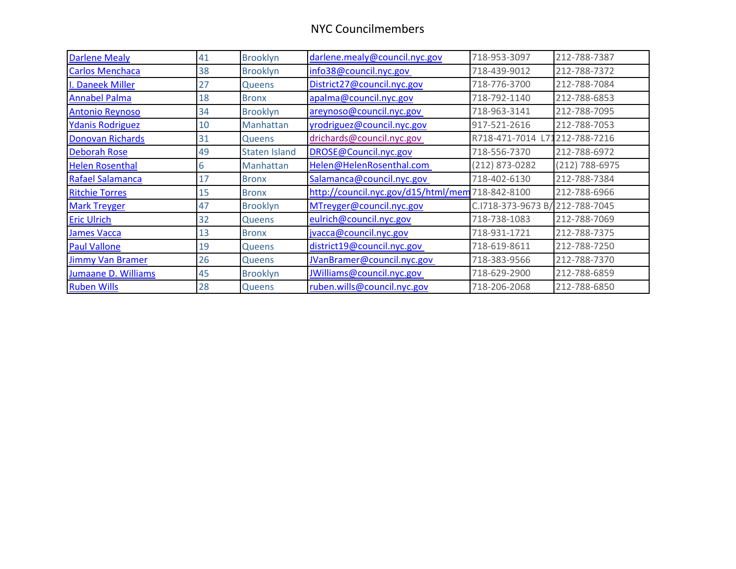# NYC Councilmembers

| | | | | | |
|---|---|---|---|---|---|
| Darlene Mealy | 41 | Brooklyn | darlene.mealy@council.nyc.gov | 718-953-3097 | 212-788-7387 |
| Carlos Menchaca | 38 | Brooklyn | info38@council.nyc.gov | 718-439-9012 | 212-788-7372 |
| I. Daneek Miller | 27 | Queens | District27@council.nyc.gov | 718-776-3700 | 212-788-7084 |
| Annabel Palma | 18 | Bronx | apalma@council.nyc.gov | 718-792-1140 | 212-788-6853 |
| Antonio Reynoso | 34 | Brooklyn | areynoso@council.nyc.gov | 718-963-3141 | 212-788-7095 |
| Ydanis Rodriguez | 10 | Manhattan | yrodriguez@council.nyc.gov | 917-521-2616 | 212-788-7053 |
| Donovan Richards | 31 | Queens | drichards@council.nyc.gov | R718-471-7014 L71 | 212-788-7216 |
| Deborah Rose | 49 | Staten Island | DROSE@Council.nyc.gov | 718-556-7370 | 212-788-6972 |
| Helen Rosenthal | 6 | Manhattan | Helen@HelenRosenthal.com | (212) 873-0282 | (212) 788-6975 |
| Rafael Salamanca | 17 | Bronx | Salamanca@council.nyc.gov | 718-402-6130 | 212-788-7384 |
| Ritchie Torres | 15 | Bronx | http://council.nyc.gov/d15/html/mem | 718-842-8100 | 212-788-6966 |
| Mark Treyger | 47 | Brooklyn | MTreyger@council.nyc.gov | C.I718-373-9673 B/ | 212-788-7045 |
| Eric Ulrich | 32 | Queens | eulrich@council.nyc.gov | 718-738-1083 | 212-788-7069 |
| James Vacca | 13 | Bronx | jvacca@council.nyc.gov | 718-931-1721 | 212-788-7375 |
| Paul Vallone | 19 | Queens | district19@council.nyc.gov | 718-619-8611 | 212-788-7250 |
| Jimmy Van Bramer | 26 | Queens | JVanBramer@council.nyc.gov | 718-383-9566 | 212-788-7370 |
| Jumaane D. Williams | 45 | Brooklyn | JWilliams@council.nyc.gov | 718-629-2900 | 212-788-6859 |
| Ruben Wills | 28 | Queens | ruben.wills@council.nyc.gov | 718-206-2068 | 212-788-6850 |